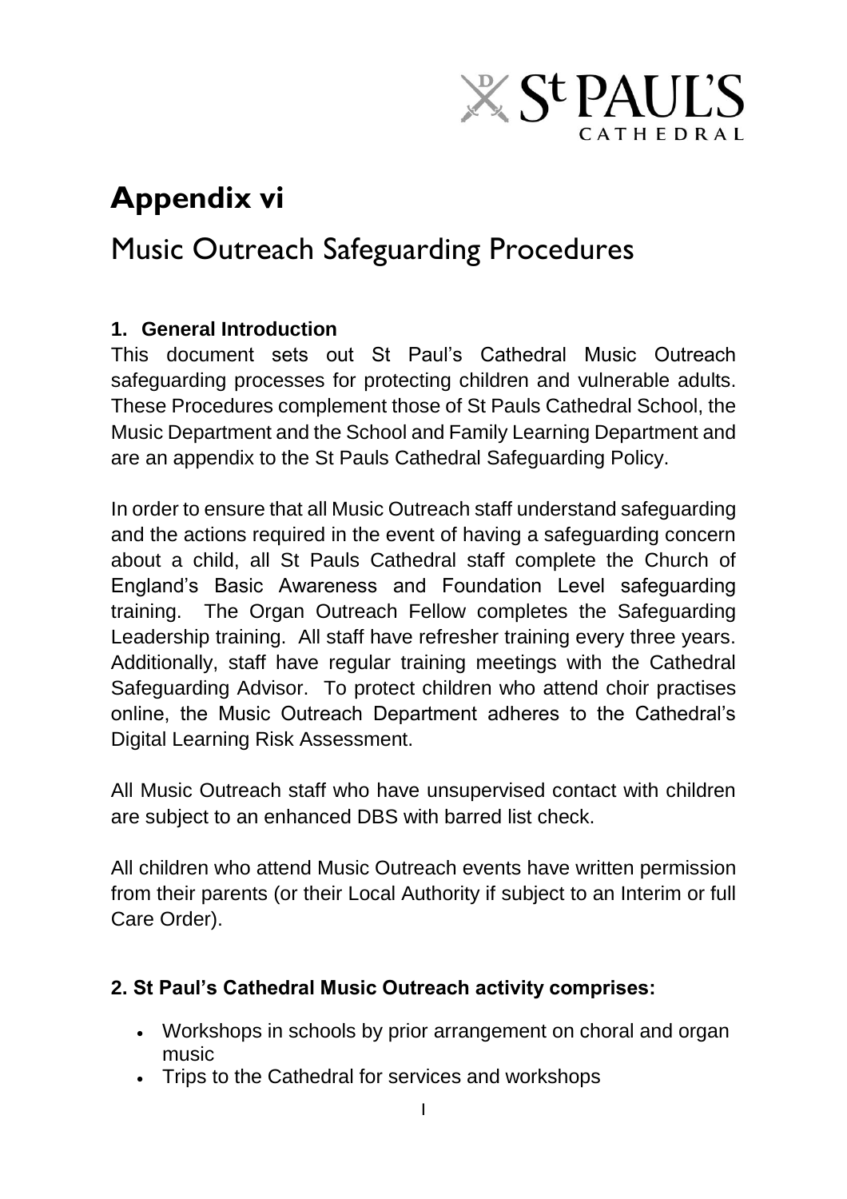# Appendix vi

## Music Outreach Safeguarding Procedures

### 1. General Introduction

This document sets out St Paul's Cathedral Music Outreach safeguarding processes for protecting children and vulnerable adults. These Procedures complement those of St Pauls Cathedral School, the Music Department and the School and Family Learning Department and are an appendix to the St Pauls Cathedral Safeguarding Policy.

In order to ensure that all Music Outreach staff understand safeguarding and the actions required in the event of having a safeguarding concern about a child, all St Pauls Cathedral staff complete the Church of England's Basic Awareness and Foundation Level safeguarding training. The Organ Outreach Fellow completes the Safeguarding Leadership training. All staff have refresher training every three years. Additionally, staff have regular training meetings with the Cathedral Safeguarding Advisor. To protect children who attend choir practises online, the Music Outreach Department adheres to the Cathedral's Digital Learning Risk Assessment.

All Music Outreach staff who have unsupervised contact with children are subject to an enhanced DBS with barred list check.

All children who attend Music Outreach events have written permission from their parents (or their Local Authority if subject to an Interim or full Care Order).

### 2. St Paul's Cathedral Music Outreach activity comprises:

- Workshops in schools by prior arrangement on choral and organ music
- Trips to the Cathedral for services and workshops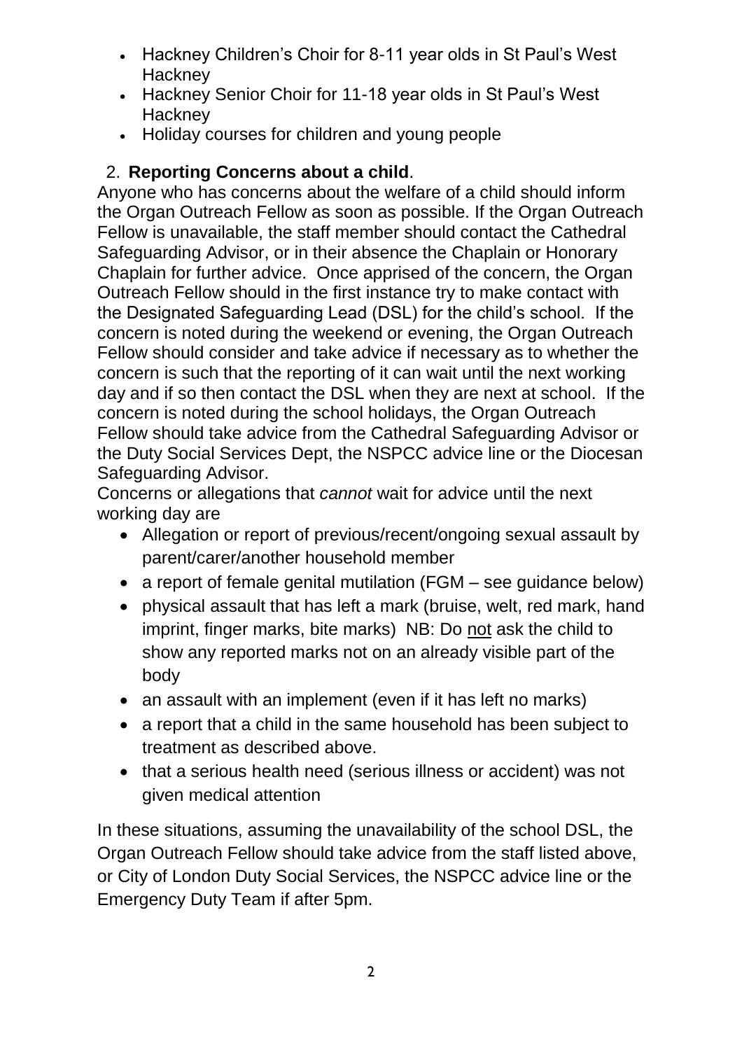- Hackney Children's Choir for 8-11 year olds in St Paul's West Hackney
- Hackney Senior Choir for 11-18 year olds in St Paul's West Hackney
- Holiday courses for children and young people

## 2. **Reporting Concerns about a child**.

Anyone who has concerns about the welfare of a child should inform the Organ Outreach Fellow as soon as possible. If the Organ Outreach Fellow is unavailable, the staff member should contact the Cathedral Safeguarding Advisor, or in their absence the Chaplain or Honorary Chaplain for further advice. Once apprised of the concern, the Organ Outreach Fellow should in the first instance try to make contact with the Designated Safeguarding Lead (DSL) for the child's school. If the concern is noted during the weekend or evening, the Organ Outreach Fellow should consider and take advice if necessary as to whether the concern is such that the reporting of it can wait until the next working day and if so then contact the DSL when they are next at school. If the concern is noted during the school holidays, the Organ Outreach Fellow should take advice from the Cathedral Safeguarding Advisor or the Duty Social Services Dept, the NSPCC advice line or the Diocesan Safeguarding Advisor.

Concerns or allegations that *cannot* wait for advice until the next working day are

- Allegation or report of previous/recent/ongoing sexual assault by parent/carer/another household member
- a report of female genital mutilation (FGM – see guidance below)
- physical assault that has left a mark (bruise, welt, red mark, hand imprint, finger marks, bite marks) NB: Do <u>not</u> ask the child to show any reported marks not on an already visible part of the body
- an assault with an implement (even if it has left no marks)
- a report that a child in the same household has been subject to treatment as described above.
- that a serious health need (serious illness or accident) was not given medical attention

In these situations, assuming the unavailability of the school DSL, the Organ Outreach Fellow should take advice from the staff listed above, or City of London Duty Social Services, the NSPCC advice line or the Emergency Duty Team if after 5pm.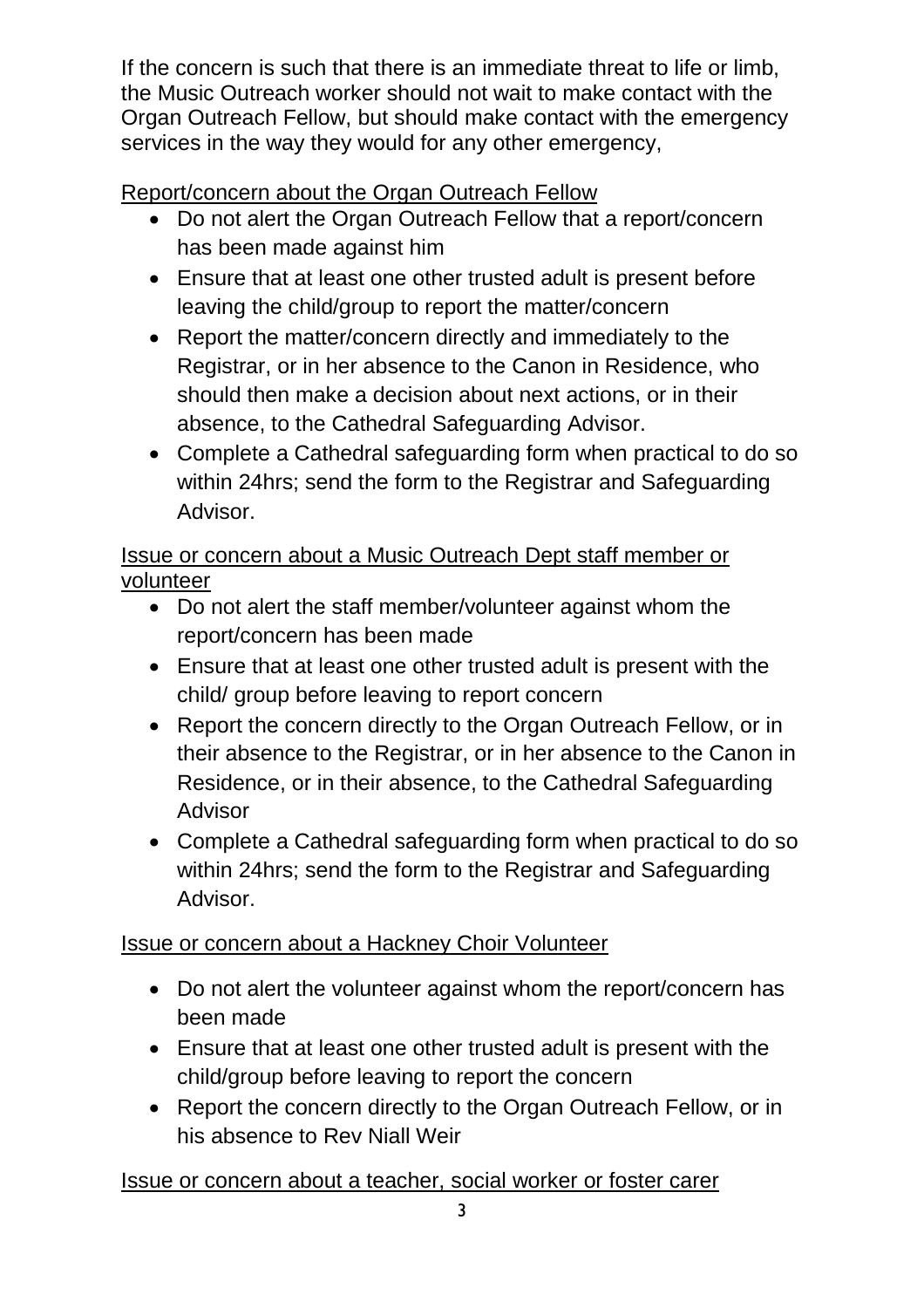If the concern is such that there is an immediate threat to life or limb, the Music Outreach worker should not wait to make contact with the Organ Outreach Fellow, but should make contact with the emergency services in the way they would for any other emergency,

<u>Report/concern about the Organ Outreach Fellow</u>

- Do not alert the Organ Outreach Fellow that a report/concern has been made against him
- Ensure that at least one other trusted adult is present before leaving the child/group to report the matter/concern
- Report the matter/concern directly and immediately to the Registrar, or in her absence to the Canon in Residence, who should then make a decision about next actions, or in their absence, to the Cathedral Safeguarding Advisor.
- Complete a Cathedral safeguarding form when practical to do so within 24hrs; send the form to the Registrar and Safeguarding Advisor.

<u>Issue or concern about a Music Outreach Dept staff member or volunteer</u>

- Do not alert the staff member/volunteer against whom the report/concern has been made
- Ensure that at least one other trusted adult is present with the child/ group before leaving to report concern
- Report the concern directly to the Organ Outreach Fellow, or in their absence to the Registrar, or in her absence to the Canon in Residence, or in their absence, to the Cathedral Safeguarding Advisor
- Complete a Cathedral safeguarding form when practical to do so within 24hrs; send the form to the Registrar and Safeguarding Advisor.

<u>Issue or concern about a Hackney Choir Volunteer</u>

- Do not alert the volunteer against whom the report/concern has been made
- Ensure that at least one other trusted adult is present with the child/group before leaving to report the concern
- Report the concern directly to the Organ Outreach Fellow, or in his absence to Rev Niall Weir

<u>Issue or concern about a teacher, social worker or foster carer</u>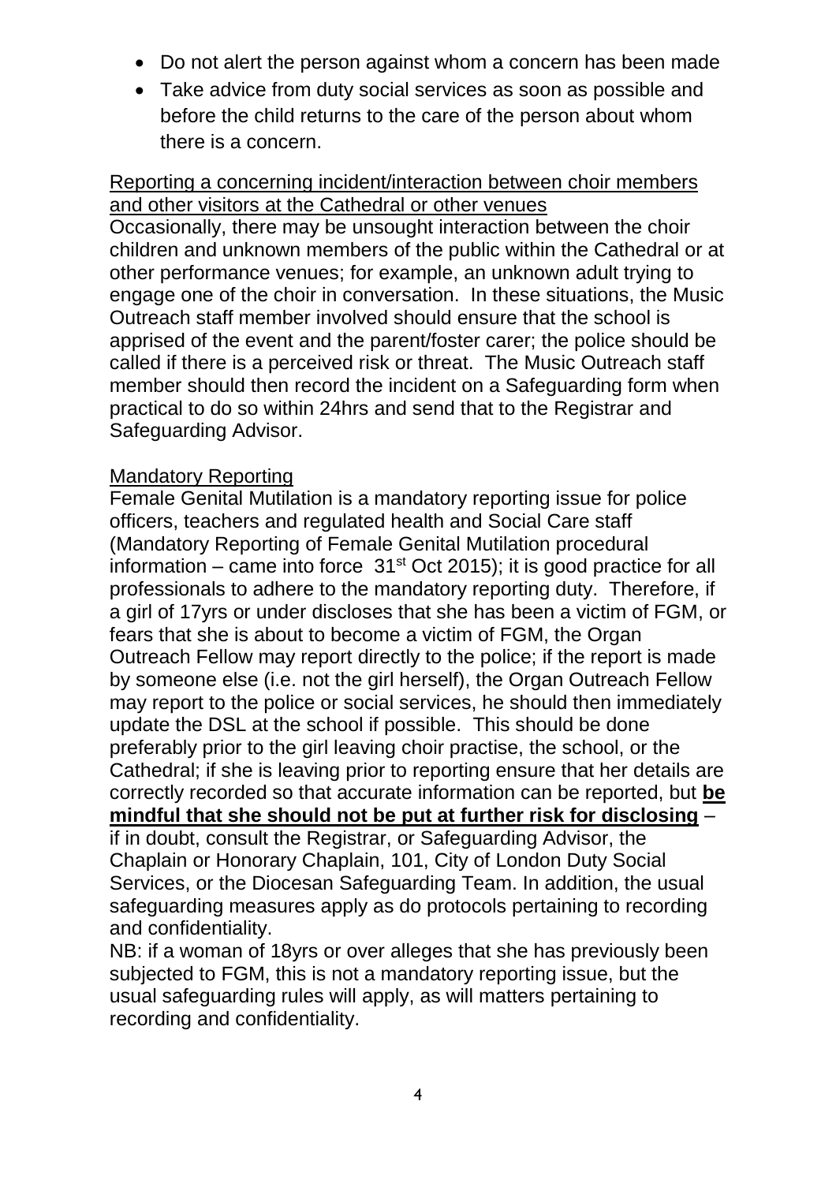- Do not alert the person against whom a concern has been made
- Take advice from duty social services as soon as possible and before the child returns to the care of the person about whom there is a concern.

Reporting a concerning incident/interaction between choir members and other visitors at the Cathedral or other venues

Occasionally, there may be unsought interaction between the choir children and unknown members of the public within the Cathedral or at other performance venues; for example, an unknown adult trying to engage one of the choir in conversation. In these situations, the Music Outreach staff member involved should ensure that the school is apprised of the event and the parent/foster carer; the police should be called if there is a perceived risk or threat. The Music Outreach staff member should then record the incident on a Safeguarding form when practical to do so within 24hrs and send that to the Registrar and Safeguarding Advisor.

Mandatory Reporting

Female Genital Mutilation is a mandatory reporting issue for police officers, teachers and regulated health and Social Care staff (Mandatory Reporting of Female Genital Mutilation procedural information – came into force 31st Oct 2015); it is good practice for all professionals to adhere to the mandatory reporting duty. Therefore, if a girl of 17yrs or under discloses that she has been a victim of FGM, or fears that she is about to become a victim of FGM, the Organ Outreach Fellow may report directly to the police; if the report is made by someone else (i.e. not the girl herself), the Organ Outreach Fellow may report to the police or social services, he should then immediately update the DSL at the school if possible. This should be done preferably prior to the girl leaving choir practise, the school, or the Cathedral; if she is leaving prior to reporting ensure that her details are correctly recorded so that accurate information can be reported, but **be mindful that she should not be put at further risk for disclosing** – if in doubt, consult the Registrar, or Safeguarding Advisor, the Chaplain or Honorary Chaplain, 101, City of London Duty Social Services, or the Diocesan Safeguarding Team. In addition, the usual safeguarding measures apply as do protocols pertaining to recording and confidentiality.

NB: if a woman of 18yrs or over alleges that she has previously been subjected to FGM, this is not a mandatory reporting issue, but the usual safeguarding rules will apply, as will matters pertaining to recording and confidentiality.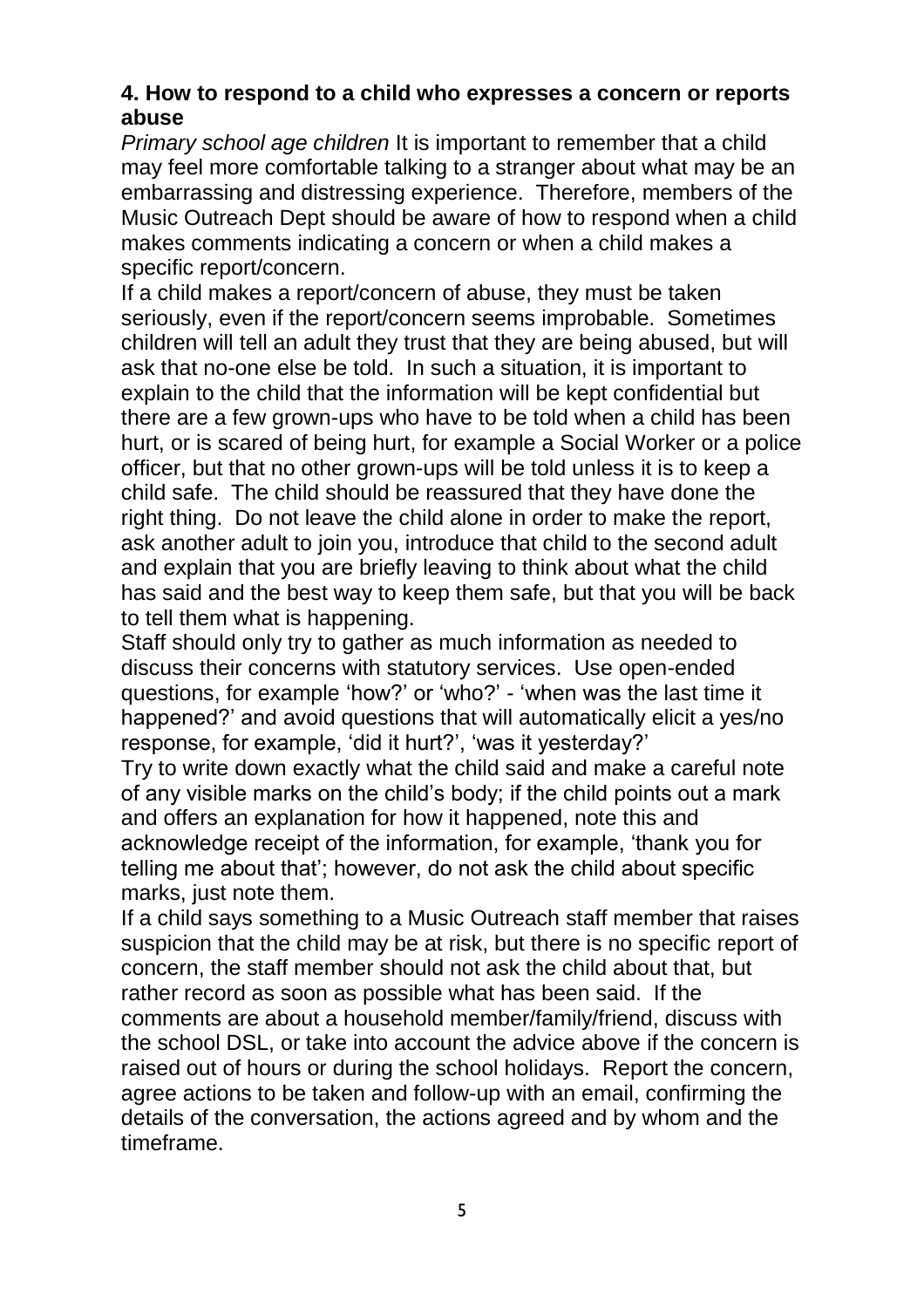## 4. How to respond to a child who expresses a concern or reports abuse

*Primary school age children* It is important to remember that a child may feel more comfortable talking to a stranger about what may be an embarrassing and distressing experience. Therefore, members of the Music Outreach Dept should be aware of how to respond when a child makes comments indicating a concern or when a child makes a specific report/concern.

If a child makes a report/concern of abuse, they must be taken seriously, even if the report/concern seems improbable. Sometimes children will tell an adult they trust that they are being abused, but will ask that no-one else be told. In such a situation, it is important to explain to the child that the information will be kept confidential but there are a few grown-ups who have to be told when a child has been hurt, or is scared of being hurt, for example a Social Worker or a police officer, but that no other grown-ups will be told unless it is to keep a child safe. The child should be reassured that they have done the right thing. Do not leave the child alone in order to make the report, ask another adult to join you, introduce that child to the second adult and explain that you are briefly leaving to think about what the child has said and the best way to keep them safe, but that you will be back to tell them what is happening.

Staff should only try to gather as much information as needed to discuss their concerns with statutory services. Use open-ended questions, for example 'how?' or 'who?' - 'when was the last time it happened?' and avoid questions that will automatically elicit a yes/no response, for example, 'did it hurt?', 'was it yesterday?'

Try to write down exactly what the child said and make a careful note of any visible marks on the child's body; if the child points out a mark and offers an explanation for how it happened, note this and acknowledge receipt of the information, for example, 'thank you for telling me about that'; however, do not ask the child about specific marks, just note them.

If a child says something to a Music Outreach staff member that raises suspicion that the child may be at risk, but there is no specific report of concern, the staff member should not ask the child about that, but rather record as soon as possible what has been said. If the comments are about a household member/family/friend, discuss with the school DSL, or take into account the advice above if the concern is raised out of hours or during the school holidays. Report the concern, agree actions to be taken and follow-up with an email, confirming the details of the conversation, the actions agreed and by whom and the timeframe.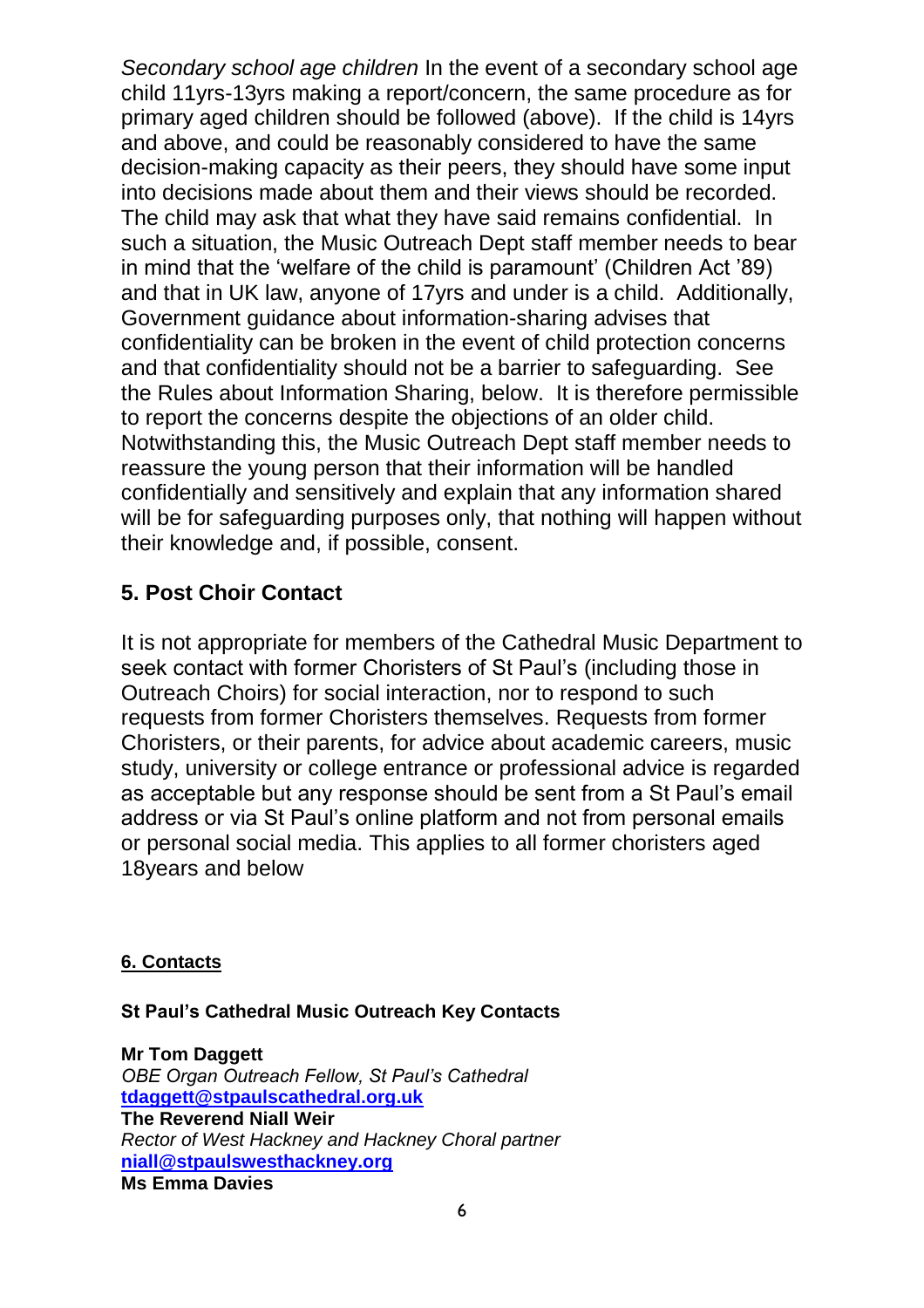*Secondary school age children* In the event of a secondary school age child 11yrs-13yrs making a report/concern, the same procedure as for primary aged children should be followed (above). If the child is 14yrs and above, and could be reasonably considered to have the same decision-making capacity as their peers, they should have some input into decisions made about them and their views should be recorded. The child may ask that what they have said remains confidential. In such a situation, the Music Outreach Dept staff member needs to bear in mind that the 'welfare of the child is paramount' (Children Act '89) and that in UK law, anyone of 17yrs and under is a child. Additionally, Government guidance about information-sharing advises that confidentiality can be broken in the event of child protection concerns and that confidentiality should not be a barrier to safeguarding. See the Rules about Information Sharing, below. It is therefore permissible to report the concerns despite the objections of an older child. Notwithstanding this, the Music Outreach Dept staff member needs to reassure the young person that their information will be handled confidentially and sensitively and explain that any information shared will be for safeguarding purposes only, that nothing will happen without their knowledge and, if possible, consent.

## 5. Post Choir Contact

It is not appropriate for members of the Cathedral Music Department to seek contact with former Choristers of St Paul's (including those in Outreach Choirs) for social interaction, nor to respond to such requests from former Choristers themselves. Requests from former Choristers, or their parents, for advice about academic careers, music study, university or college entrance or professional advice is regarded as acceptable but any response should be sent from a St Paul's email address or via St Paul's online platform and not from personal emails or personal social media. This applies to all former choristers aged 18years and below

## 6. Contacts

**St Paul's Cathedral Music Outreach Key Contacts**

**Mr Tom Daggett**
*OBE Organ Outreach Fellow, St Paul's Cathedral*
**tdaggett@stpaulscathedral.org.uk**
**The Reverend Niall Weir**
*Rector of West Hackney and Hackney Choral partner*
**niall@stpaulswesthackney.org**
**Ms Emma Davies**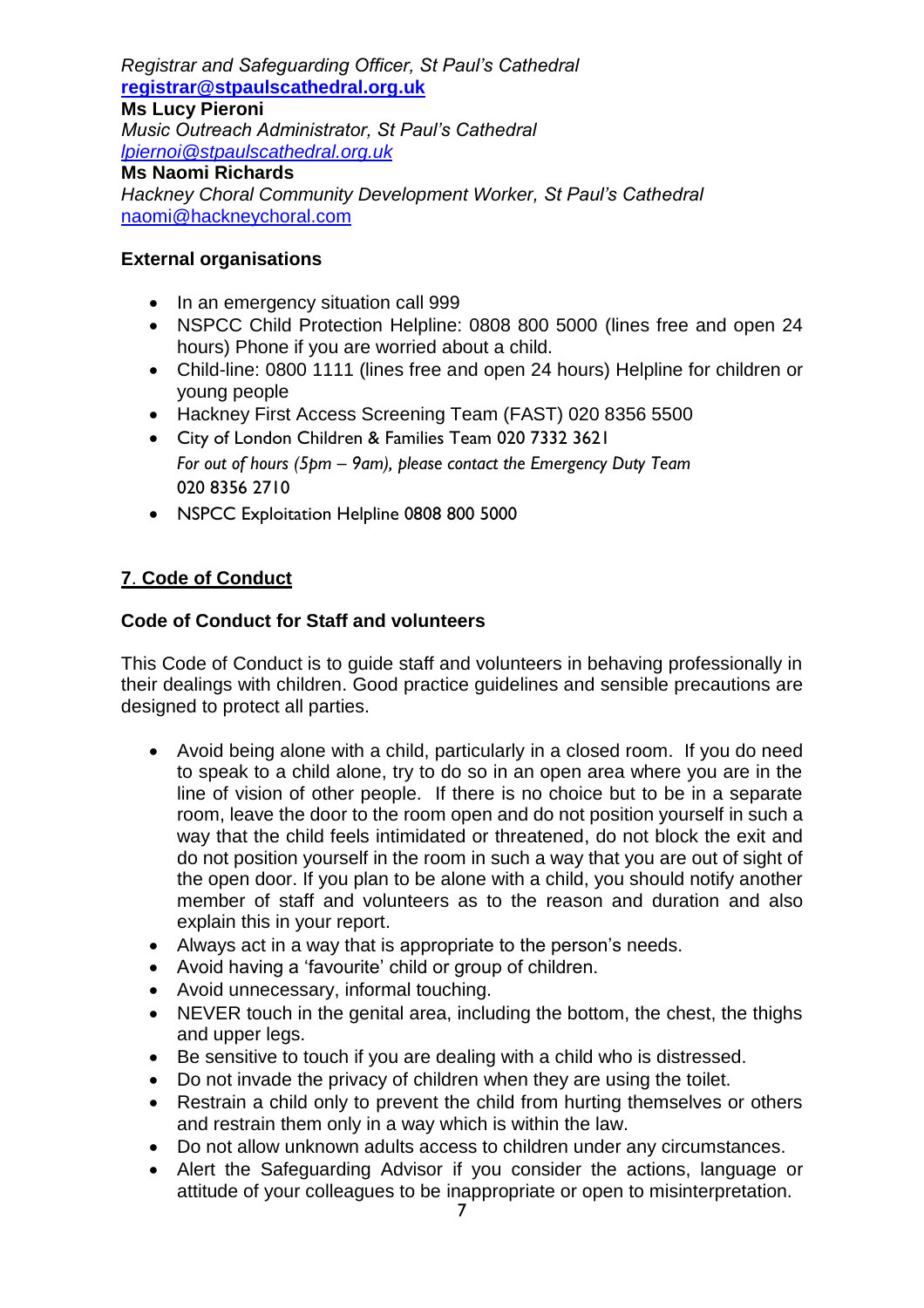*Registrar and Safeguarding Officer, St Paul's Cathedral*
**registrar@stpaulscathedral.org.uk**
**Ms Lucy Pieroni**
*Music Outreach Administrator, St Paul's Cathedral*
*lpiernoi@stpaulscathedral.org.uk*
**Ms Naomi Richards**
*Hackney Choral Community Development Worker, St Paul's Cathedral*
naomi@hackneychoral.com

**External organisations**

- In an emergency situation call 999
- NSPCC Child Protection Helpline: 0808 800 5000 (lines free and open 24 hours) Phone if you are worried about a child.
- Child-line: 0800 1111 (lines free and open 24 hours) Helpline for children or young people
- Hackney First Access Screening Team (FAST) 020 8356 5500
- City of London Children & Families Team 020 7332 3621
  *For out of hours (5pm – 9am), please contact the Emergency Duty Team*
  020 8356 2710
- NSPCC Exploitation Helpline 0808 800 5000

## 7. Code of Conduct

### Code of Conduct for Staff and volunteers

This Code of Conduct is to guide staff and volunteers in behaving professionally in their dealings with children. Good practice guidelines and sensible precautions are designed to protect all parties.

- Avoid being alone with a child, particularly in a closed room. If you do need to speak to a child alone, try to do so in an open area where you are in the line of vision of other people. If there is no choice but to be in a separate room, leave the door to the room open and do not position yourself in such a way that the child feels intimidated or threatened, do not block the exit and do not position yourself in the room in such a way that you are out of sight of the open door. If you plan to be alone with a child, you should notify another member of staff and volunteers as to the reason and duration and also explain this in your report.
- Always act in a way that is appropriate to the person's needs.
- Avoid having a 'favourite' child or group of children.
- Avoid unnecessary, informal touching.
- NEVER touch in the genital area, including the bottom, the chest, the thighs and upper legs.
- Be sensitive to touch if you are dealing with a child who is distressed.
- Do not invade the privacy of children when they are using the toilet.
- Restrain a child only to prevent the child from hurting themselves or others and restrain them only in a way which is within the law.
- Do not allow unknown adults access to children under any circumstances.
- Alert the Safeguarding Advisor if you consider the actions, language or attitude of your colleagues to be inappropriate or open to misinterpretation.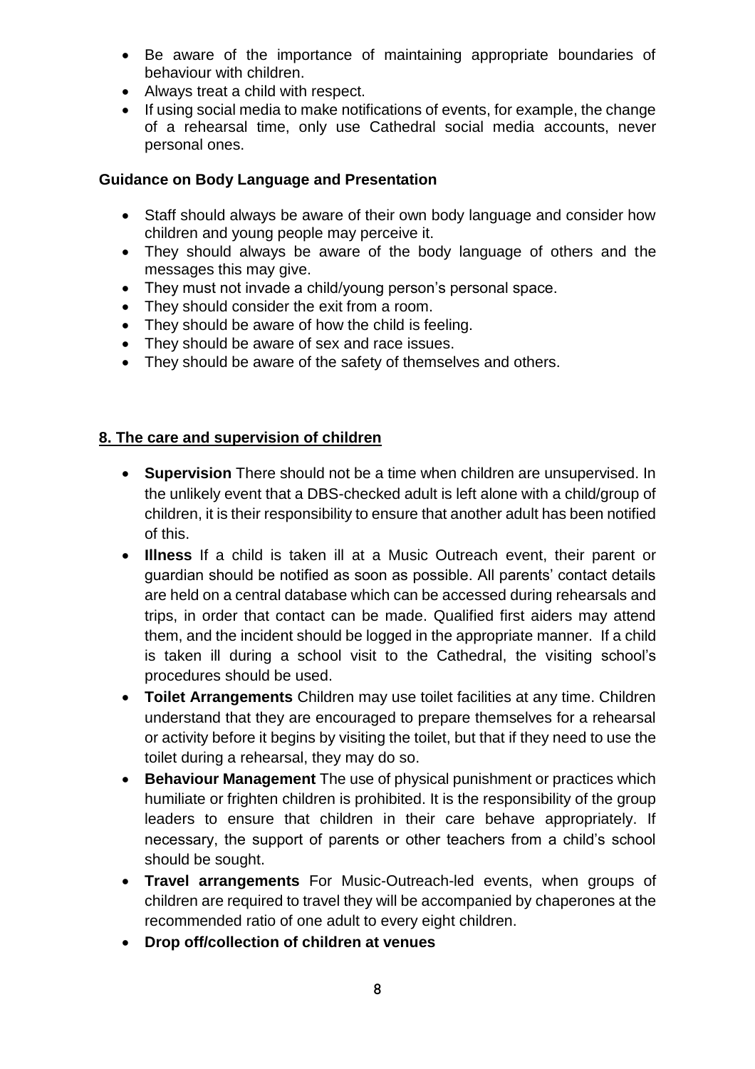- Be aware of the importance of maintaining appropriate boundaries of behaviour with children.
- Always treat a child with respect.
- If using social media to make notifications of events, for example, the change of a rehearsal time, only use Cathedral social media accounts, never personal ones.

**Guidance on Body Language and Presentation**

- Staff should always be aware of their own body language and consider how children and young people may perceive it.
- They should always be aware of the body language of others and the messages this may give.
- They must not invade a child/young person's personal space.
- They should consider the exit from a room.
- They should be aware of how the child is feeling.
- They should be aware of sex and race issues.
- They should be aware of the safety of themselves and others.

## 8. The care and supervision of children

- **Supervision** There should not be a time when children are unsupervised. In the unlikely event that a DBS-checked adult is left alone with a child/group of children, it is their responsibility to ensure that another adult has been notified of this.
- **Illness** If a child is taken ill at a Music Outreach event, their parent or guardian should be notified as soon as possible. All parents' contact details are held on a central database which can be accessed during rehearsals and trips, in order that contact can be made. Qualified first aiders may attend them, and the incident should be logged in the appropriate manner. If a child is taken ill during a school visit to the Cathedral, the visiting school's procedures should be used.
- **Toilet Arrangements** Children may use toilet facilities at any time. Children understand that they are encouraged to prepare themselves for a rehearsal or activity before it begins by visiting the toilet, but that if they need to use the toilet during a rehearsal, they may do so.
- **Behaviour Management** The use of physical punishment or practices which humiliate or frighten children is prohibited. It is the responsibility of the group leaders to ensure that children in their care behave appropriately. If necessary, the support of parents or other teachers from a child's school should be sought.
- **Travel arrangements** For Music-Outreach-led events, when groups of children are required to travel they will be accompanied by chaperones at the recommended ratio of one adult to every eight children.
- **Drop off/collection of children at venues**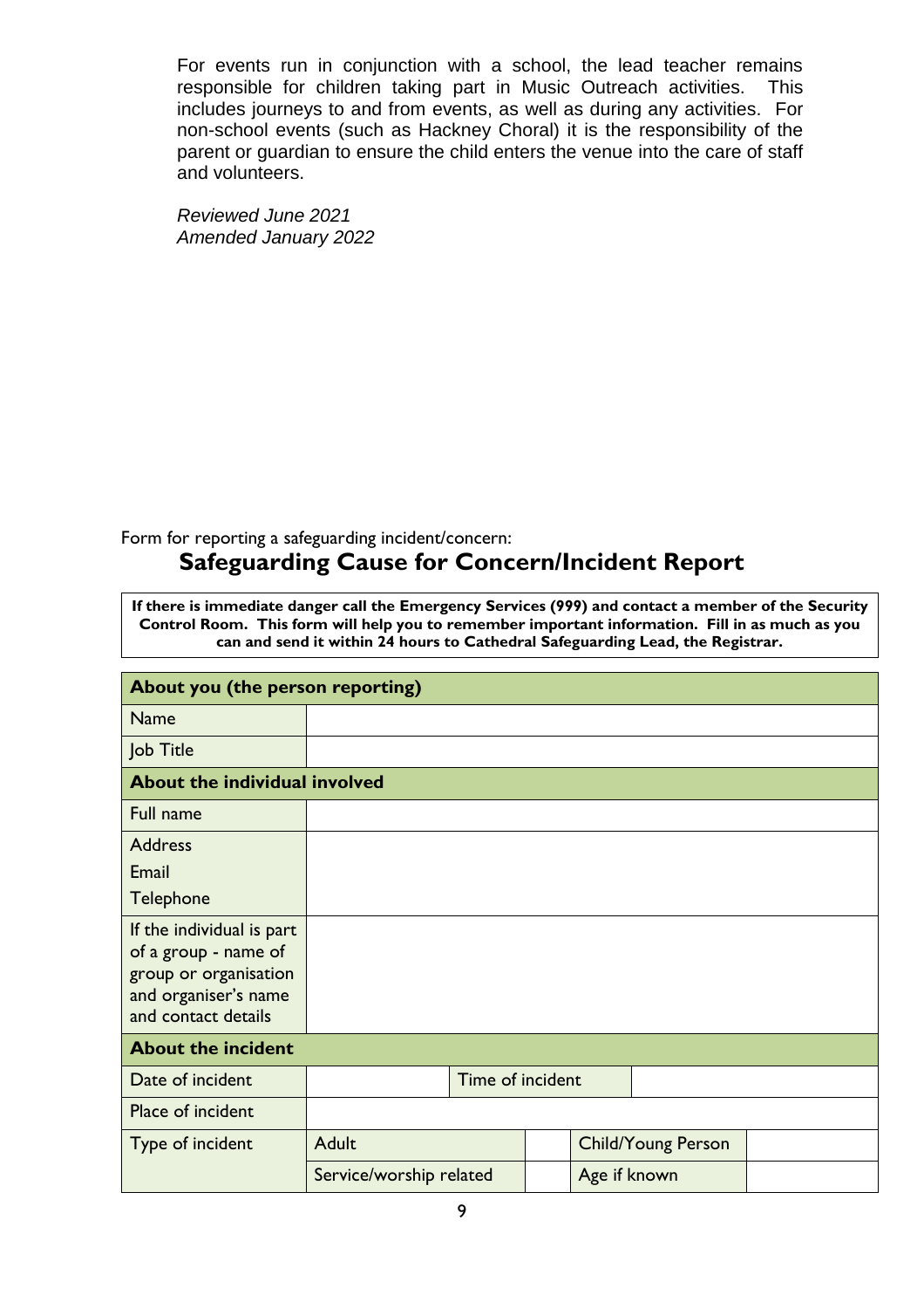For events run in conjunction with a school, the lead teacher remains responsible for children taking part in Music Outreach activities. This includes journeys to and from events, as well as during any activities. For non-school events (such as Hackney Choral) it is the responsibility of the parent or guardian to ensure the child enters the venue into the care of staff and volunteers.

*Reviewed June 2021*
*Amended January 2022*

Form for reporting a safeguarding incident/concern:

## Safeguarding Cause for Concern/Incident Report

**If there is immediate danger call the Emergency Services (999) and contact a member of the Security Control Room. This form will help you to remember important information. Fill in as much as you can and send it within 24 hours to Cathedral Safeguarding Lead, the Registrar.**

| **About you (the person reporting)** | | | | | |
|---|---|---|---|---|---|
| Name | | | | | |
| Job Title | | | | | |
| **About the individual involved** | | | | | |
| Full name | | | | | |
| Address<br>Email<br>Telephone | | | | | |
| If the individual is part of a group - name of group or organisation and organiser's name and contact details | | | | | |
| **About the incident** | | | | | |
| Date of incident | | Time of incident | | | |
| Place of incident | | | | | |
| Type of incident | Adult | | | Child/Young Person | |
| | Service/worship related | | | Age if known | |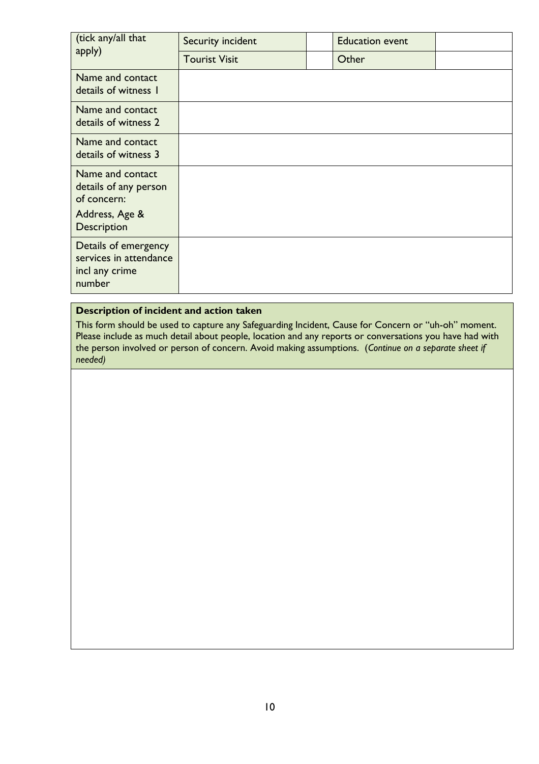| (tick any/all that apply) | Security incident | | Education event | |
|---|---|---|---|---|
| | Tourist Visit | | Other | |
| Name and contact details of witness 1 | | | | |
| Name and contact details of witness 2 | | | | |
| Name and contact details of witness 3 | | | | |
| Name and contact details of any person of concern: Address, Age & Description | | | | |
| Details of emergency services in attendance incl any crime number | | | | |

| **Description of incident and action taken** This form should be used to capture any Safeguarding Incident, Cause for Concern or "uh-oh" moment. Please include as much detail about people, location and any reports or conversations you have had with the person involved or person of concern. Avoid making assumptions. (*Continue on a separate sheet if needed)* |
|---|
| |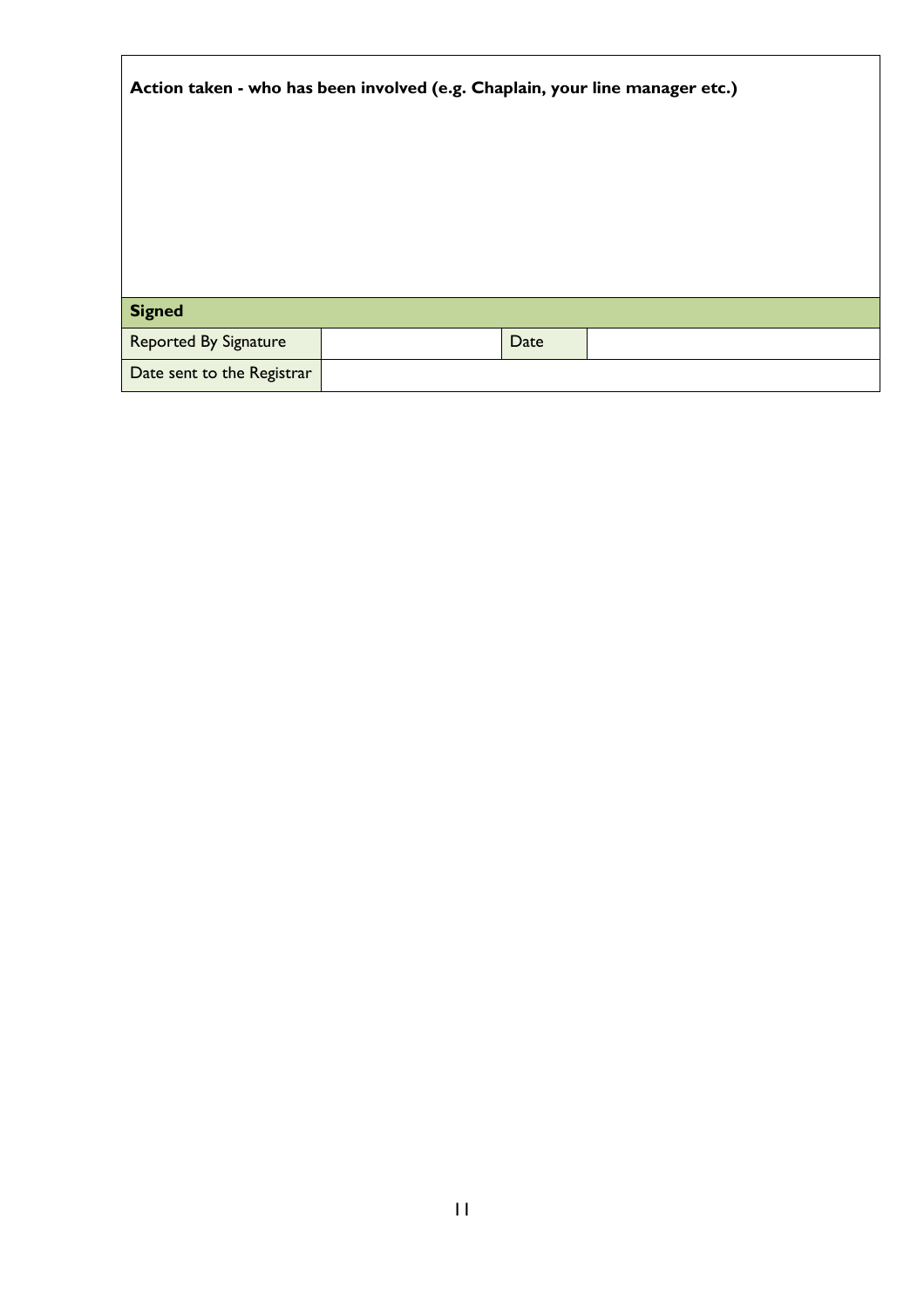| **Action taken - who has been involved (e.g. Chaplain, your line manager etc.)** | | | |
| --- | --- | --- | --- |
| | | | |
| **Signed** | | | |
| Reported By Signature | | Date | |
| Date sent to the Registrar | | | |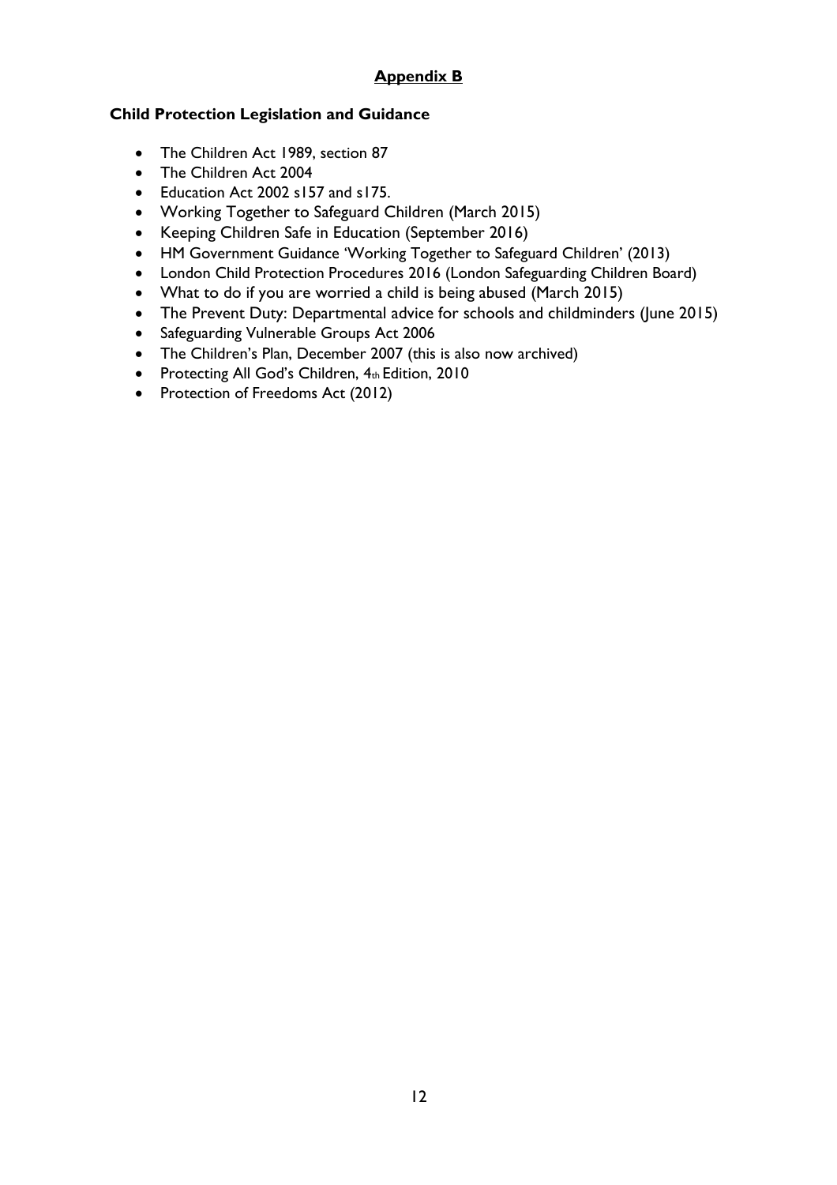# **Appendix B**

**Child Protection Legislation and Guidance**

- The Children Act 1989, section 87
- The Children Act 2004
- Education Act 2002 s157 and s175.
- Working Together to Safeguard Children (March 2015)
- Keeping Children Safe in Education (September 2016)
- HM Government Guidance 'Working Together to Safeguard Children' (2013)
- London Child Protection Procedures 2016 (London Safeguarding Children Board)
- What to do if you are worried a child is being abused (March 2015)
- The Prevent Duty: Departmental advice for schools and childminders (June 2015)
- Safeguarding Vulnerable Groups Act 2006
- The Children's Plan, December 2007 (this is also now archived)
- Protecting All God's Children, 4th Edition, 2010
- Protection of Freedoms Act (2012)